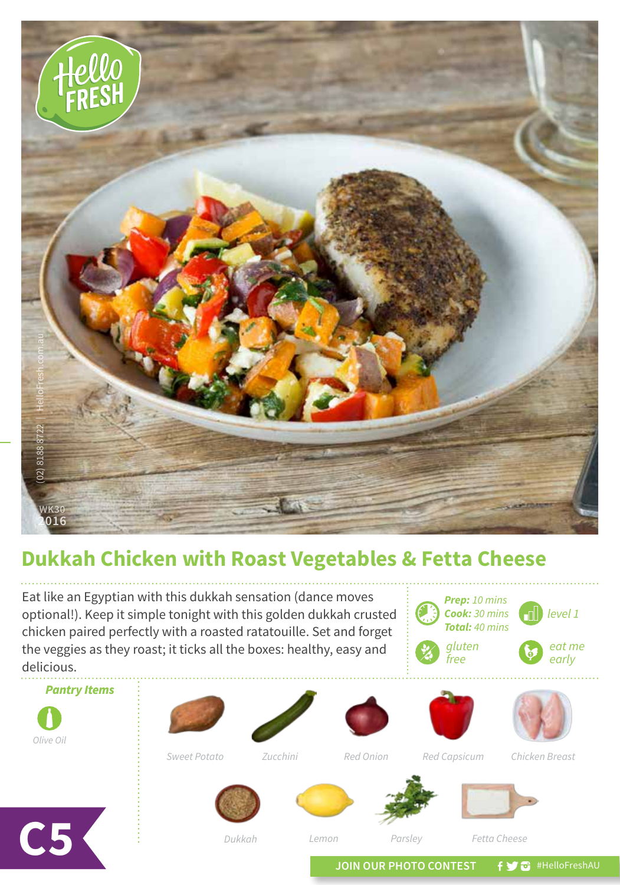# Dukkah Chicken with Roast Vegetables & Fetta Cheese

Eat like an Egyptian with this dukkah sensation (dance moves optional!). Keep it simple tonight with this golden dukkah crusted chicken paired perfectly with a roasted ratatouille. Set and forget the veggies as they roast; it ticks all the boxes: healthy, easy and delicious.

***Prep:*** *10 mins*
***Cook:*** *30 mins*
***Total:*** *40 mins*

*level 1*

*gluten free*

*eat me early*

***Pantry Items***

*Olive Oil*

*Sweet Potato*

*Zucchini*

*Red Onion*

*Red Capsicum*

*Chicken Breast*

*Dukkah*

*Lemon*

*Parsley*

*Fetta Cheese*

WK30 2016

(02) 8188 8722 | HelloFresh.com.au

**C5**

JOIN OUR PHOTO CONTEST #HelloFreshAU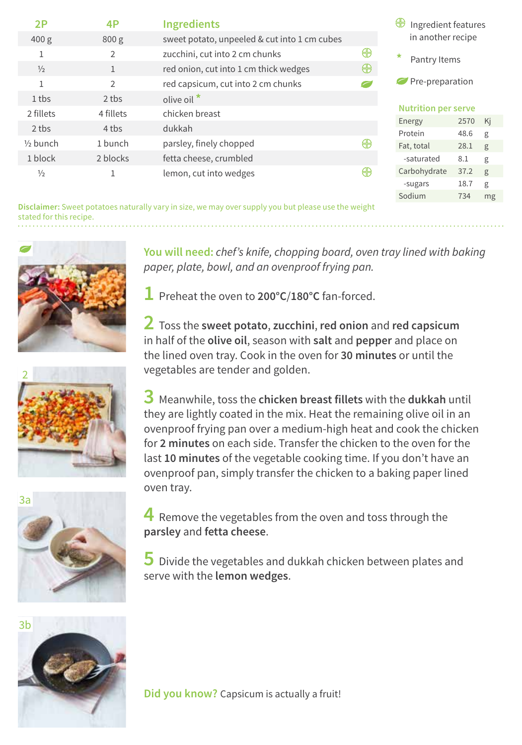| 2P | 4P | Ingredients | |
|---|---|---|---|
| 400 g | 800 g | sweet potato, unpeeled & cut into 1 cm cubes | |
| 1 | 2 | zucchini, cut into 2 cm chunks | ⊕ |
| ½ | 1 | red onion, cut into 1 cm thick wedges | ⊕ |
| 1 | 2 | red capsicum, cut into 2 cm chunks | Pre-preparation |
| 1 tbs | 2 tbs | olive oil * | |
| 2 fillets | 4 fillets | chicken breast | |
| 2 tbs | 4 tbs | dukkah | |
| ½ bunch | 1 bunch | parsley, finely chopped | ⊕ |
| 1 block | 2 blocks | fetta cheese, crumbled | |
| ½ | 1 | lemon, cut into wedges | ⊕ |

⊕ Ingredient features in another recipe

\* Pantry Items

Pre-preparation

**Nutrition per serve**

| | | |
|---|---|---|
| Energy | 2570 | Kj |
| Protein | 48.6 | g |
| Fat, total | 28.1 | g |
| -saturated | 8.1 | g |
| Carbohydrate | 37.2 | g |
| -sugars | 18.7 | g |
| Sodium | 734 | mg |

**Disclaimer:** Sweet potatoes naturally vary in size, we may over supply you but please use the weight stated for this recipe.

**You will need:** *chef's knife, chopping board, oven tray lined with baking paper, plate, bowl, and an ovenproof frying pan.*

**1** Preheat the oven to **200°C/180°C** fan-forced.

**2** Toss the **sweet potato**, **zucchini**, **red onion** and **red capsicum** in half of the **olive oil**, season with **salt** and **pepper** and place on the lined oven tray. Cook in the oven for **30 minutes** or until the vegetables are tender and golden.

**3** Meanwhile, toss the **chicken breast fillets** with the **dukkah** until they are lightly coated in the mix. Heat the remaining olive oil in an ovenproof frying pan over a medium-high heat and cook the chicken for **2 minutes** on each side. Transfer the chicken to the oven for the last **10 minutes** of the vegetable cooking time. If you don't have an ovenproof pan, simply transfer the chicken to a baking paper lined oven tray.

**4** Remove the vegetables from the oven and toss through the **parsley** and **fetta cheese**.

**5** Divide the vegetables and dukkah chicken between plates and serve with the **lemon wedges**.

2

3a

3b

**Did you know?** Capsicum is actually a fruit!